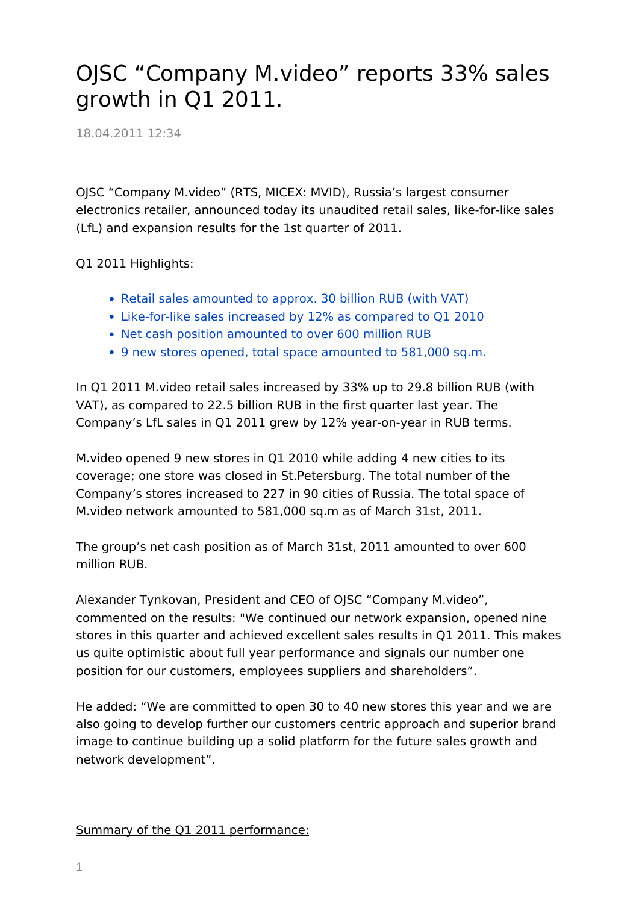# OJSC “Company M.video” reports 33% sales growth in Q1 2011.

18.04.2011 12:34

OJSC “Company M.video” (RTS, MICEX: MVID), Russia’s largest consumer electronics retailer, announced today its unaudited retail sales, like-for-like sales (LfL) and expansion results for the 1st quarter of 2011.

Q1 2011 Highlights:

- Retail sales amounted to approx. 30 billion RUB (with VAT)
- Like-for-like sales increased by 12% as compared to Q1 2010
- Net cash position amounted to over 600 million RUB
- 9 new stores opened, total space amounted to 581,000 sq.m.

In Q1 2011 M.video retail sales increased by 33% up to 29.8 billion RUB (with VAT), as compared to 22.5 billion RUB in the first quarter last year. The Company’s LfL sales in Q1 2011 grew by 12% year-on-year in RUB terms.

M.video opened 9 new stores in Q1 2010 while adding 4 new cities to its coverage; one store was closed in St.Petersburg. The total number of the Company’s stores increased to 227 in 90 cities of Russia. The total space of M.video network amounted to 581,000 sq.m as of March 31st, 2011.

The group’s net cash position as of March 31st, 2011 amounted to over 600 million RUB.

Alexander Tynkovan, President and CEO of OJSC “Company M.video”, commented on the results: "We continued our network expansion, opened nine stores in this quarter and achieved excellent sales results in Q1 2011. This makes us quite optimistic about full year performance and signals our number one position for our customers, employees suppliers and shareholders”.

He added: “We are committed to open 30 to 40 new stores this year and we are also going to develop further our customers centric approach and superior brand image to continue building up a solid platform for the future sales growth and network development”.

Summary of the Q1 2011 performance: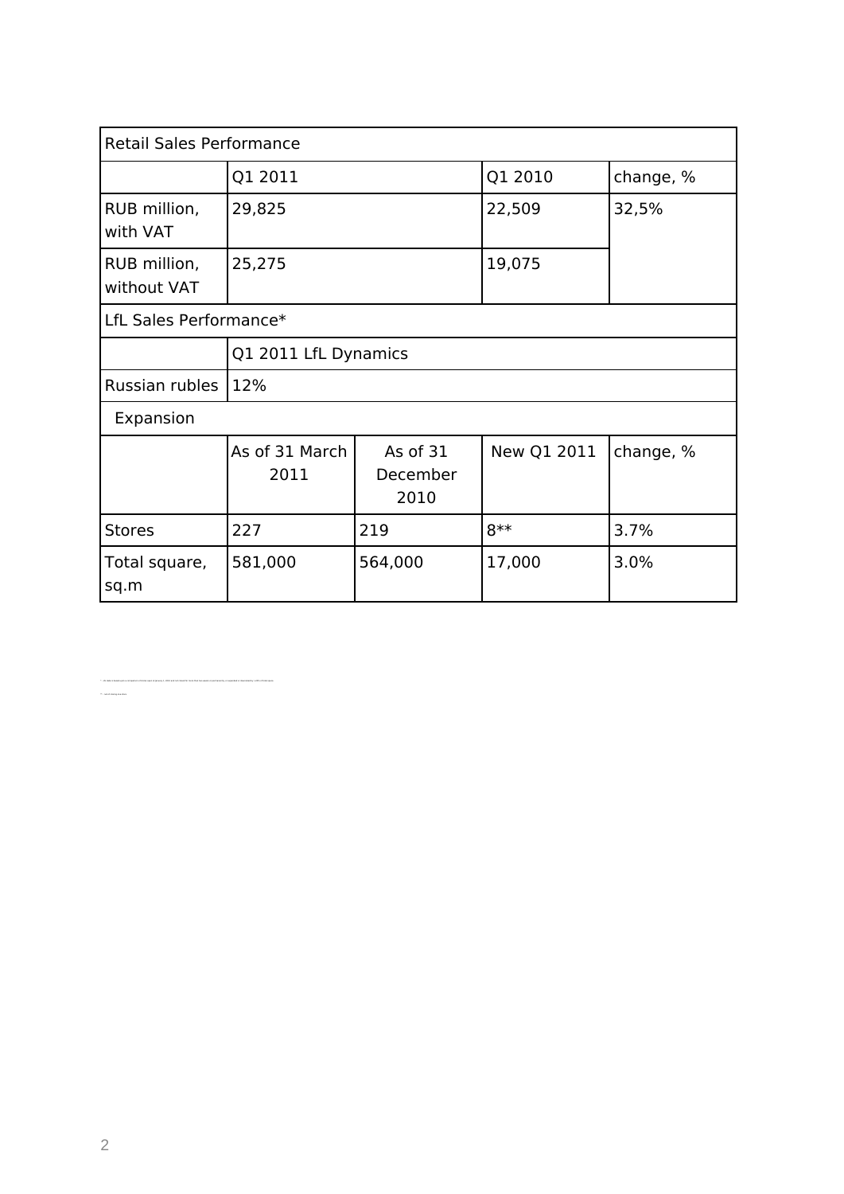| Retail Sales Performance | | | | |
|---|---|---|---|---|
| | Q1 2011 | | Q1 2010 | change, % |
| RUB million, with VAT | 29,825 | | 22,509 | 32,5% |
| RUB million, without VAT | 25,275 | | 19,075 | |
| LfL Sales Performance* | | | | |
| | Q1 2011 LfL Dynamics | | | |
| Russian rubles | 12% | | | |
| Expansion | | | | |
| | As of 31 March 2011 | As of 31 December 2010 | New Q1 2011 | change, % |
| Stores | 227 | 219 | 8** | 3.7% |
| Total square, sq.m | 581,000 | 564,000 | 17,000 | 3.0% |